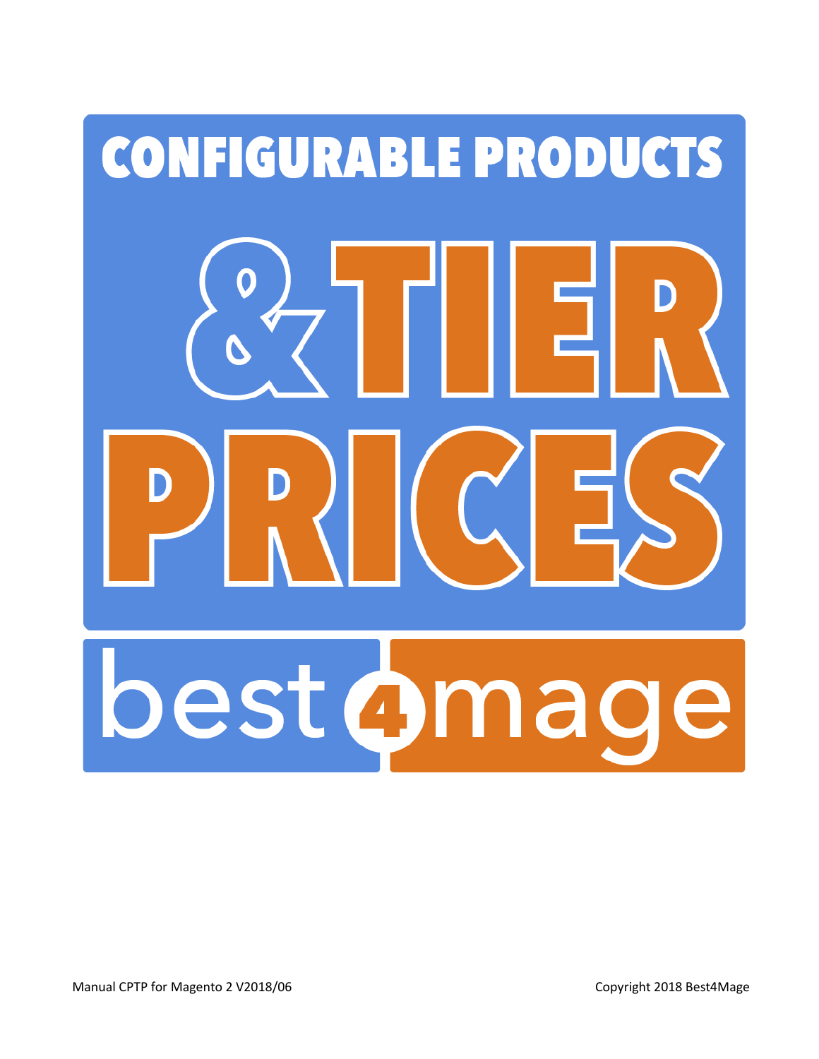# CONFIGURABLE PRODUCTS & TIER PRICES

best4mage

Manual CPTP for Magento 2 V2018/06

Copyright 2018 Best4Mage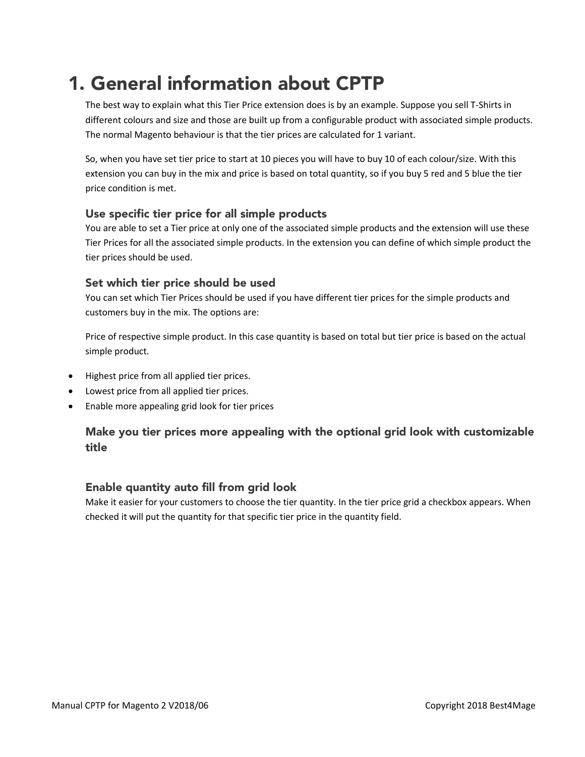# 1. General information about CPTP

The best way to explain what this Tier Price extension does is by an example. Suppose you sell T-Shirts in different colours and size and those are built up from a configurable product with associated simple products. The normal Magento behaviour is that the tier prices are calculated for 1 variant.

So, when you have set tier price to start at 10 pieces you will have to buy 10 of each colour/size. With this extension you can buy in the mix and price is based on total quantity, so if you buy 5 red and 5 blue the tier price condition is met.

### Use specific tier price for all simple products

You are able to set a Tier price at only one of the associated simple products and the extension will use these Tier Prices for all the associated simple products. In the extension you can define of which simple product the tier prices should be used.

### Set which tier price should be used

You can set which Tier Prices should be used if you have different tier prices for the simple products and customers buy in the mix. The options are:

Price of respective simple product. In this case quantity is based on total but tier price is based on the actual simple product.

- Highest price from all applied tier prices.
- Lowest price from all applied tier prices.
- Enable more appealing grid look for tier prices

### Make you tier prices more appealing with the optional grid look with customizable title

### Enable quantity auto fill from grid look

Make it easier for your customers to choose the tier quantity. In the tier price grid a checkbox appears. When checked it will put the quantity for that specific tier price in the quantity field.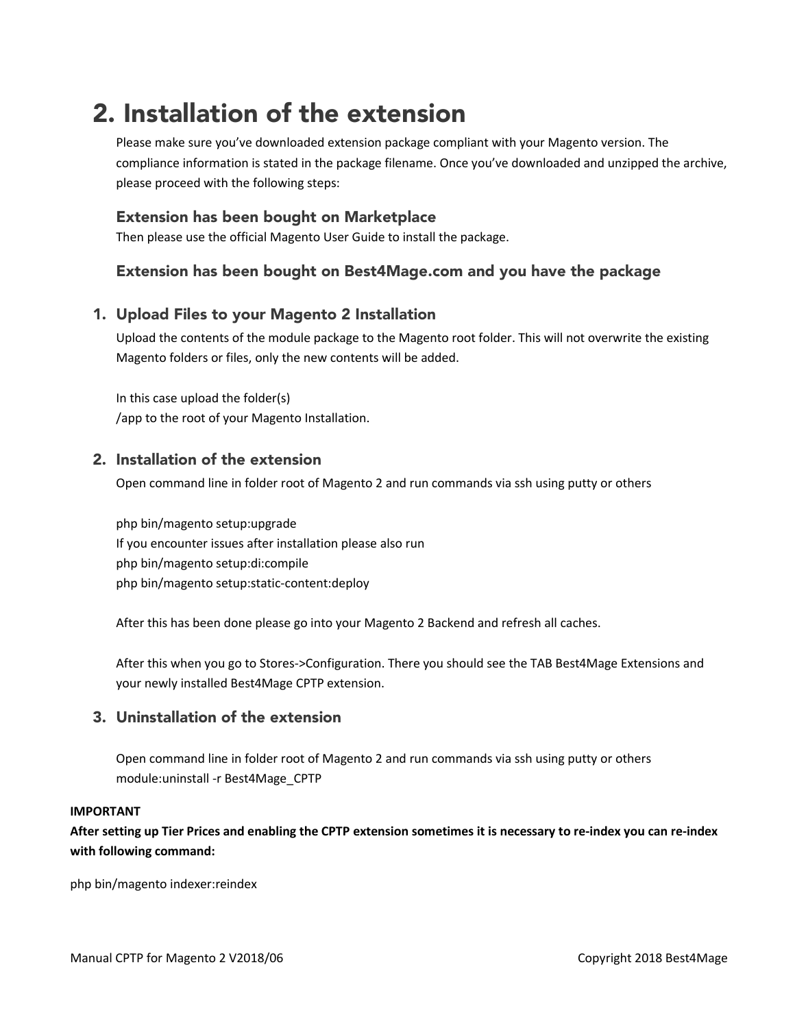# 2. Installation of the extension

Please make sure you've downloaded extension package compliant with your Magento version. The compliance information is stated in the package filename. Once you've downloaded and unzipped the archive, please proceed with the following steps:

### Extension has been bought on Marketplace

Then please use the official Magento User Guide to install the package.

### Extension has been bought on Best4Mage.com and you have the package

1. **Upload Files to your Magento 2 Installation**

   Upload the contents of the module package to the Magento root folder. This will not overwrite the existing Magento folders or files, only the new contents will be added.

   In this case upload the folder(s)
   /app to the root of your Magento Installation.

2. **Installation of the extension**

   Open command line in folder root of Magento 2 and run commands via ssh using putty or others

   php bin/magento setup:upgrade
   If you encounter issues after installation please also run
   php bin/magento setup:di:compile
   php bin/magento setup:static-content:deploy

   After this has been done please go into your Magento 2 Backend and refresh all caches.

   After this when you go to Stores->Configuration. There you should see the TAB Best4Mage Extensions and your newly installed Best4Mage CPTP extension.

3. **Uninstallation of the extension**

   Open command line in folder root of Magento 2 and run commands via ssh using putty or others
   module:uninstall -r Best4Mage_CPTP

**IMPORTANT**

**After setting up Tier Prices and enabling the CPTP extension sometimes it is necessary to re-index you can re-index with following command:**

php bin/magento indexer:reindex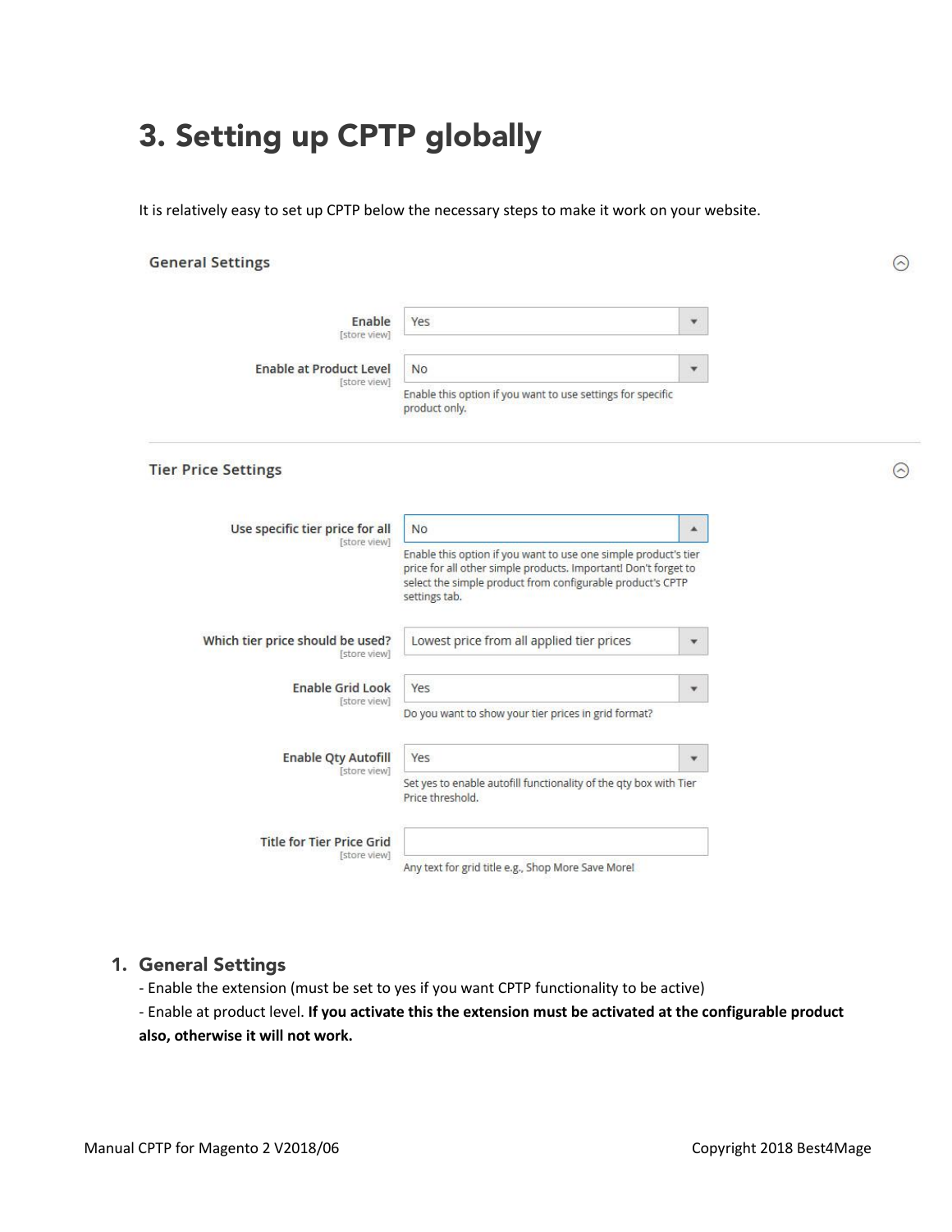# 3. Setting up CPTP globally

It is relatively easy to set up CPTP below the necessary steps to make it work on your website.

**General Settings**

| Setting | Value | Note |
| --- | --- | --- |
| Enable [store view] | Yes | |
| Enable at Product Level [store view] | No | Enable this option if you want to use settings for specific product only. |

**Tier Price Settings**

| Setting | Value | Note |
| --- | --- | --- |
| Use specific tier price for all [store view] | No | Enable this option if you want to use one simple product's tier price for all other simple products. Important! Don't forget to select the simple product from configurable product's CPTP settings tab. |
| Which tier price should be used? [store view] | Lowest price from all applied tier prices | |
| Enable Grid Look [store view] | Yes | Do you want to show your tier prices in grid format? |
| Enable Qty Autofill [store view] | Yes | Set yes to enable autofill functionality of the qty box with Tier Price threshold. |
| Title for Tier Price Grid [store view] | | Any text for grid title e.g., Shop More Save More! |

## 1. General Settings

- Enable the extension (must be set to yes if you want CPTP functionality to be active)
- Enable at product level. **If you activate this the extension must be activated at the configurable product also, otherwise it will not work.**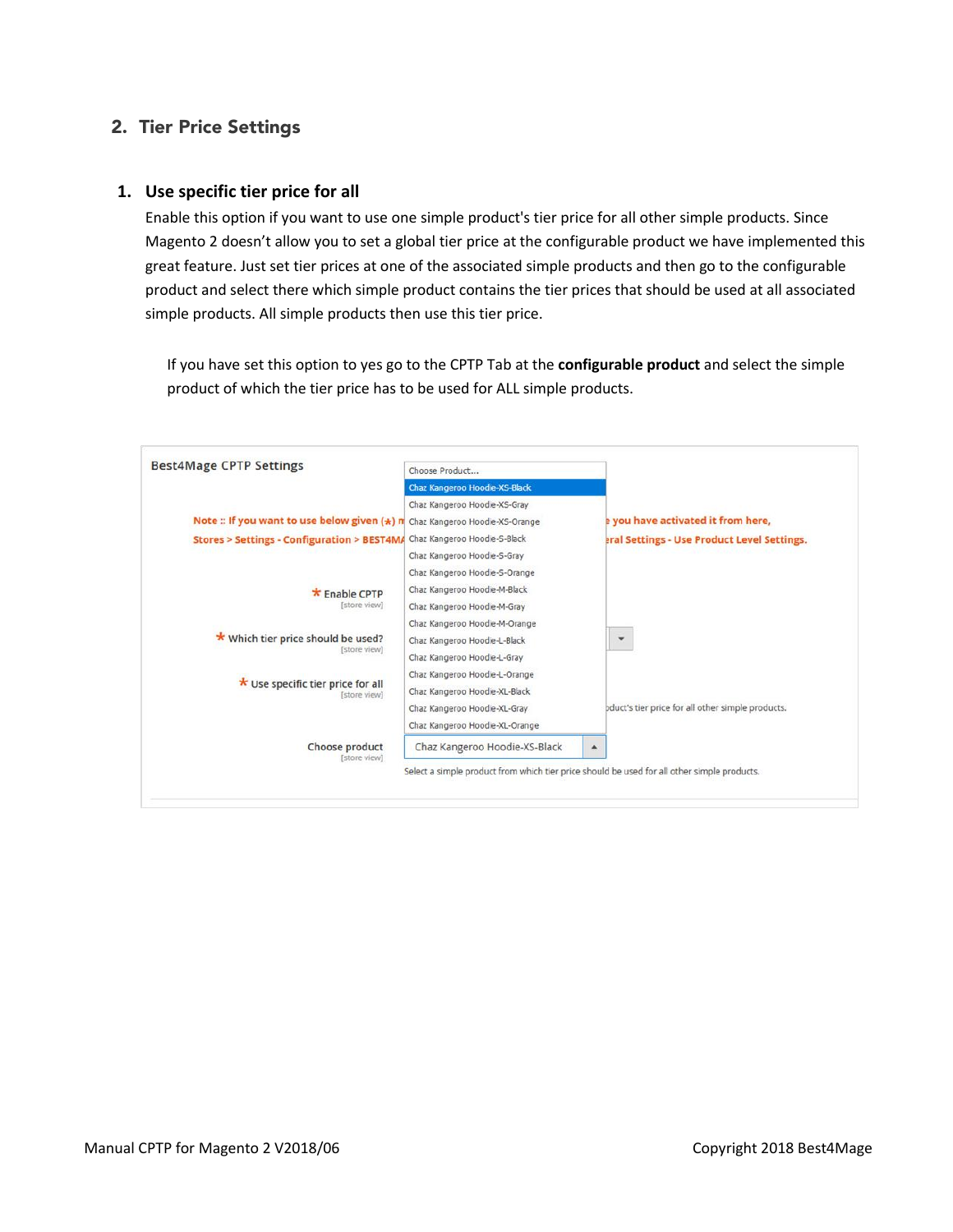## 2. Tier Price Settings

### 1. Use specific tier price for all

Enable this option if you want to use one simple product's tier price for all other simple products. Since Magento 2 doesn't allow you to set a global tier price at the configurable product we have implemented this great feature. Just set tier prices at one of the associated simple products and then go to the configurable product and select there which simple product contains the tier prices that should be used at all associated simple products. All simple products then use this tier price.

If you have set this option to yes go to the CPTP Tab at the **configurable product** and select the simple product of which the tier price has to be used for ALL simple products.

Best4Mage CPTP Settings

Note :: If you want to use below given (*) m... you have activated it from here,
Stores > Settings - Configuration > BEST4MA... eral Settings - Use Product Level Settings.

* Enable CPTP [store view]

* Which tier price should be used? [store view]

* Use specific tier price for all [store view]
...duct's tier price for all other simple products.

Choose product [store view]
Chaz Kangeroo Hoodie-XS-Black
Select a simple product from which tier price should be used for all other simple products.

- Choose Product...
- Chaz Kangeroo Hoodie-XS-Black
- Chaz Kangeroo Hoodie-XS-Gray
- Chaz Kangeroo Hoodie-XS-Orange
- Chaz Kangeroo Hoodie-S-Black
- Chaz Kangeroo Hoodie-S-Gray
- Chaz Kangeroo Hoodie-S-Orange
- Chaz Kangeroo Hoodie-M-Black
- Chaz Kangeroo Hoodie-M-Gray
- Chaz Kangeroo Hoodie-M-Orange
- Chaz Kangeroo Hoodie-L-Black
- Chaz Kangeroo Hoodie-L-Gray
- Chaz Kangeroo Hoodie-L-Orange
- Chaz Kangeroo Hoodie-XL-Black
- Chaz Kangeroo Hoodie-XL-Gray
- Chaz Kangeroo Hoodie-XL-Orange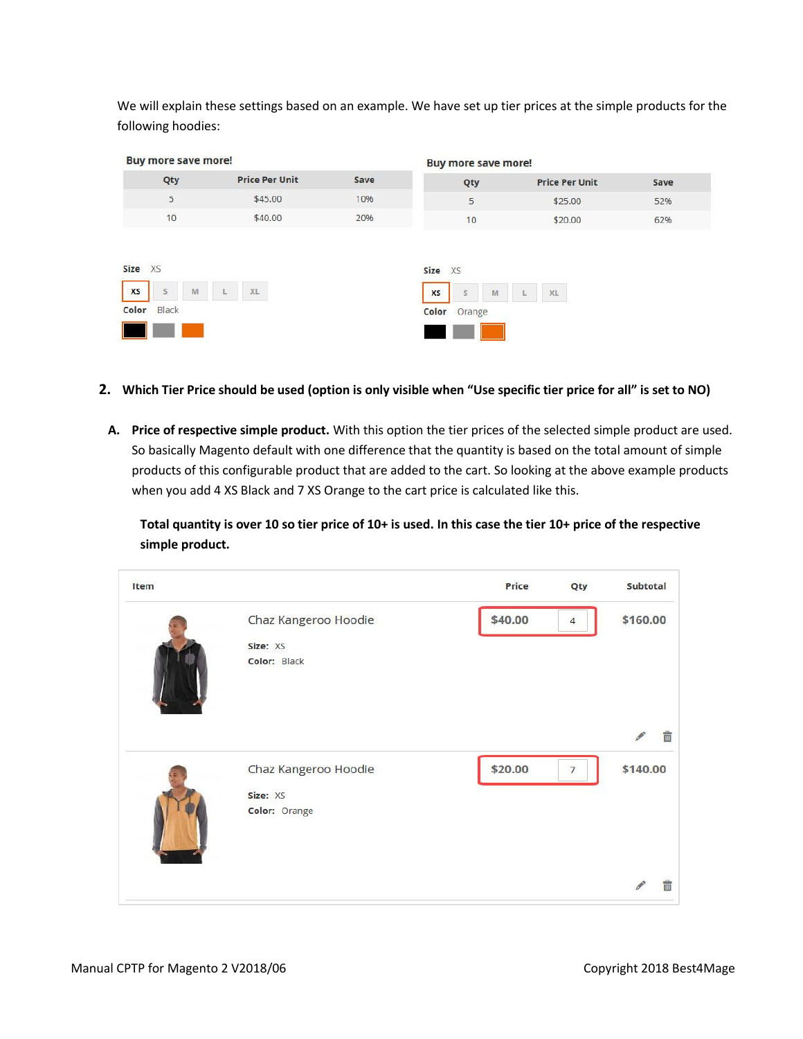We will explain these settings based on an example. We have set up tier prices at the simple products for the following hoodies:

**Buy more save more!**

| Qty | Price Per Unit | Save |
|---|---|---|
| 5 | $45.00 | 10% |
| 10 | $40.00 | 20% |

Size XS

XS S M L XL

Color Black

**Buy more save more!**

| Qty | Price Per Unit | Save |
|---|---|---|
| 5 | $25.00 | 52% |
| 10 | $20.00 | 62% |

Size XS

XS S M L XL

Color Orange

## 2. Which Tier Price should be used (option is only visible when "Use specific tier price for all" is set to NO)

**A. Price of respective simple product.** With this option the tier prices of the selected simple product are used. So basically Magento default with one difference that the quantity is based on the total amount of simple products of this configurable product that are added to the cart. So looking at the above example products when you add 4 XS Black and 7 XS Orange to the cart price is calculated like this.

**Total quantity is over 10 so tier price of 10+ is used. In this case the tier 10+ price of the respective simple product.**

| Item | | Price | Qty | Subtotal |
|---|---|---|---|---|
| | Chaz Kangeroo Hoodie<br>Size: XS<br>Color: Black | $40.00 | 4 | $160.00 |
| | Chaz Kangeroo Hoodie<br>Size: XS<br>Color: Orange | $20.00 | 7 | $140.00 |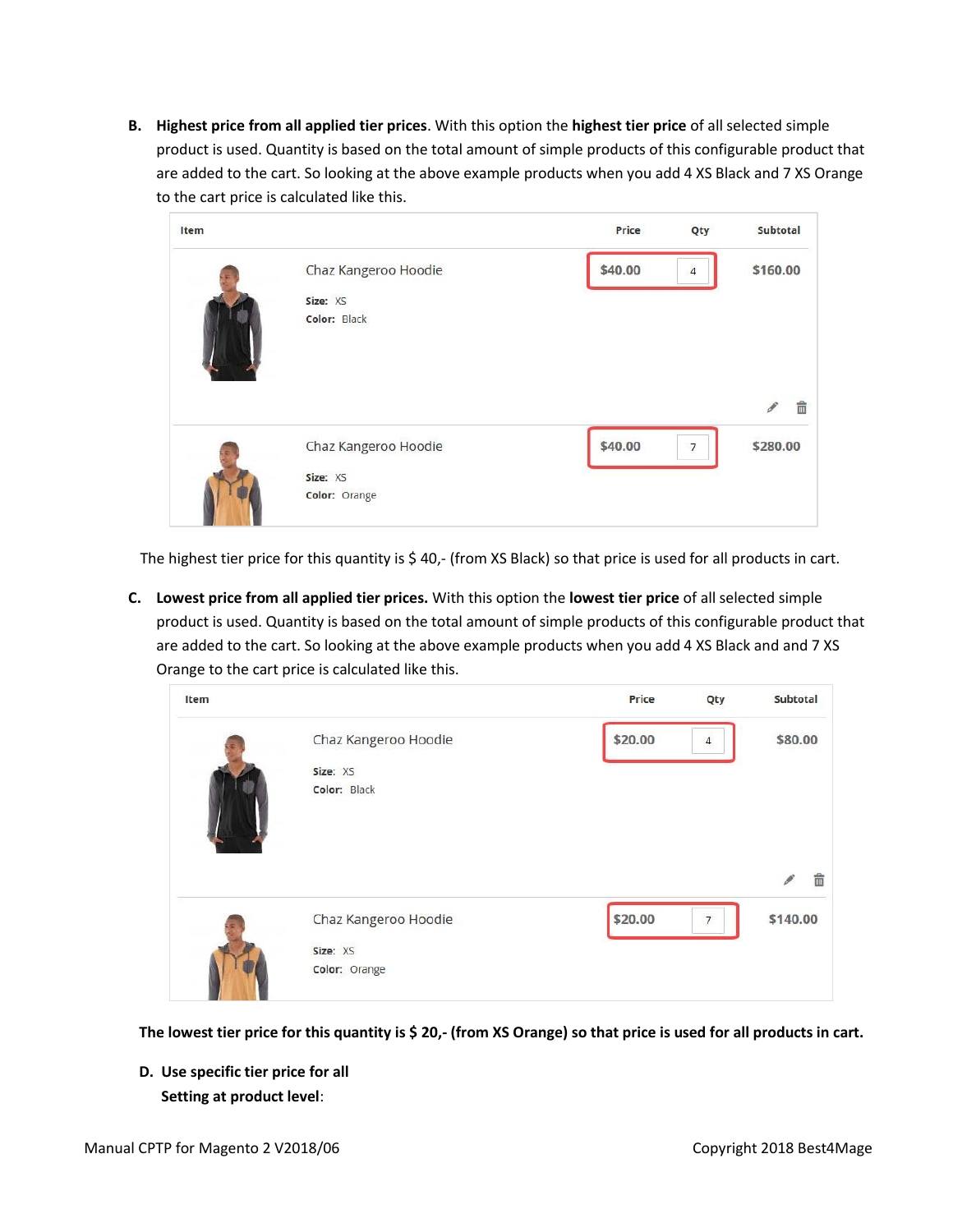B. **Highest price from all applied tier prices**. With this option the **highest tier price** of all selected simple product is used. Quantity is based on the total amount of simple products of this configurable product that are added to the cart. So looking at the above example products when you add 4 XS Black and 7 XS Orange to the cart price is calculated like this.

| Item | | Price | Qty | Subtotal |
|---|---|---|---|---|
| | Chaz Kangeroo Hoodie<br>Size: XS<br>Color: Black | $40.00 | 4 | $160.00 |
| | Chaz Kangeroo Hoodie<br>Size: XS<br>Color: Orange | $40.00 | 7 | $280.00 |

The highest tier price for this quantity is $ 40,- (from XS Black) so that price is used for all products in cart.

C. **Lowest price from all applied tier prices.** With this option the **lowest tier price** of all selected simple product is used. Quantity is based on the total amount of simple products of this configurable product that are added to the cart. So looking at the above example products when you add 4 XS Black and and 7 XS Orange to the cart price is calculated like this.

| Item | | Price | Qty | Subtotal |
|---|---|---|---|---|
| | Chaz Kangeroo Hoodie<br>Size: XS<br>Color: Black | $20.00 | 4 | $80.00 |
| | Chaz Kangeroo Hoodie<br>Size: XS<br>Color: Orange | $20.00 | 7 | $140.00 |

**The lowest tier price for this quantity is $ 20,- (from XS Orange) so that price is used for all products in cart.**

D. **Use specific tier price for all**

**Setting at product level**: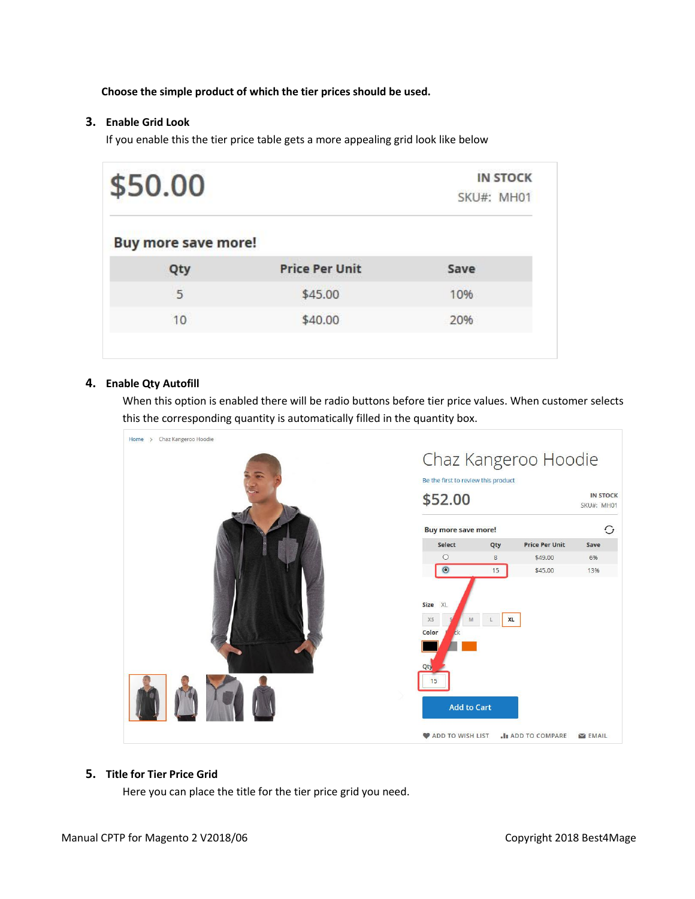**Choose the simple product of which the tier prices should be used.**

3. **Enable Grid Look**

   If you enable this the tier price table gets a more appealing grid look like below

4. **Enable Qty Autofill**

   When this option is enabled there will be radio buttons before tier price values. When customer selects this the corresponding quantity is automatically filled in the quantity box.

5. **Title for Tier Price Grid**

   Here you can place the title for the tier price grid you need.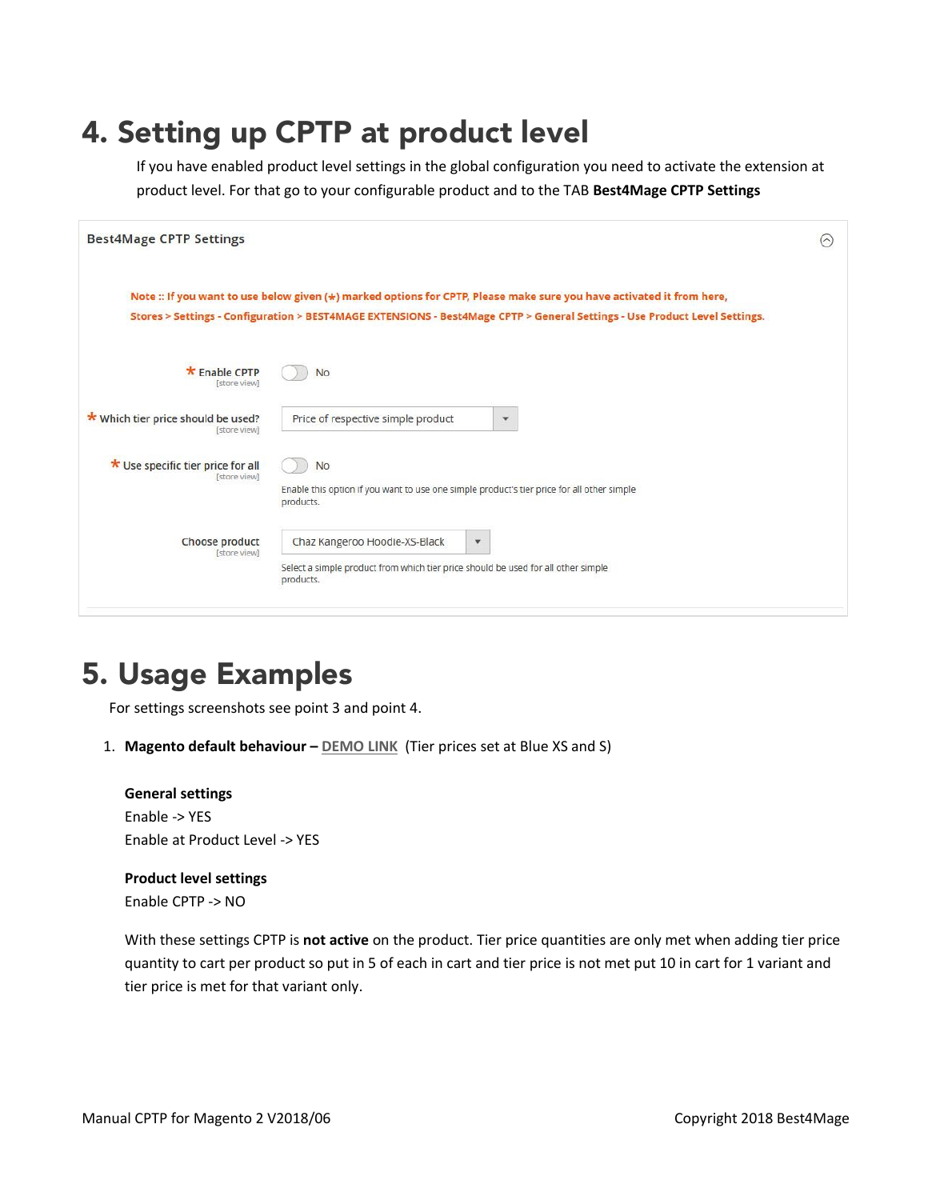# 4. Setting up CPTP at product level

If you have enabled product level settings in the global configuration you need to activate the extension at product level. For that go to your configurable product and to the TAB **Best4Mage CPTP Settings**

Best4Mage CPTP Settings

Note :: If you want to use below given (*) marked options for CPTP, Please make sure you have activated it from here, Stores > Settings - Configuration > BEST4MAGE EXTENSIONS - Best4Mage CPTP > General Settings - Use Product Level Settings.

* Enable CPTP [store view] — No

* Which tier price should be used? [store view] — Price of respective simple product

* Use specific tier price for all [store view] — No
Enable this option if you want to use one simple product's tier price for all other simple products.

Choose product [store view] — Chaz Kangeroo Hoodie-XS-Black
Select a simple product from which tier price should be used for all other simple products.

# 5. Usage Examples

For settings screenshots see point 3 and point 4.

1. **Magento default behaviour –** DEMO LINK (Tier prices set at Blue XS and S)

   **General settings**
   Enable -> YES
   Enable at Product Level -> YES

   **Product level settings**
   Enable CPTP -> NO

   With these settings CPTP is **not active** on the product. Tier price quantities are only met when adding tier price quantity to cart per product so put in 5 of each in cart and tier price is not met put 10 in cart for 1 variant and tier price is met for that variant only.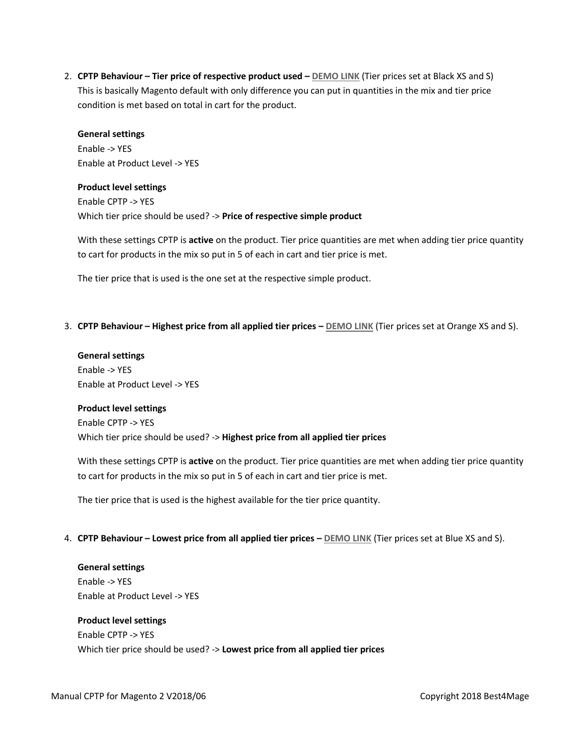2. **CPTP Behaviour – Tier price of respective product used – DEMO LINK** (Tier prices set at Black XS and S)
   This is basically Magento default with only difference you can put in quantities in the mix and tier price condition is met based on total in cart for the product.

   **General settings**
   Enable -> YES
   Enable at Product Level -> YES

   **Product level settings**
   Enable CPTP -> YES
   Which tier price should be used? -> **Price of respective simple product**

   With these settings CPTP is **active** on the product. Tier price quantities are met when adding tier price quantity to cart for products in the mix so put in 5 of each in cart and tier price is met.

   The tier price that is used is the one set at the respective simple product.

3. **CPTP Behaviour – Highest price from all applied tier prices – DEMO LINK** (Tier prices set at Orange XS and S).

   **General settings**
   Enable -> YES
   Enable at Product Level -> YES

   **Product level settings**
   Enable CPTP -> YES
   Which tier price should be used? -> **Highest price from all applied tier prices**

   With these settings CPTP is **active** on the product. Tier price quantities are met when adding tier price quantity to cart for products in the mix so put in 5 of each in cart and tier price is met.

   The tier price that is used is the highest available for the tier price quantity.

4. **CPTP Behaviour – Lowest price from all applied tier prices – DEMO LINK** (Tier prices set at Blue XS and S).

   **General settings**
   Enable -> YES
   Enable at Product Level -> YES

   **Product level settings**
   Enable CPTP -> YES
   Which tier price should be used? -> **Lowest price from all applied tier prices**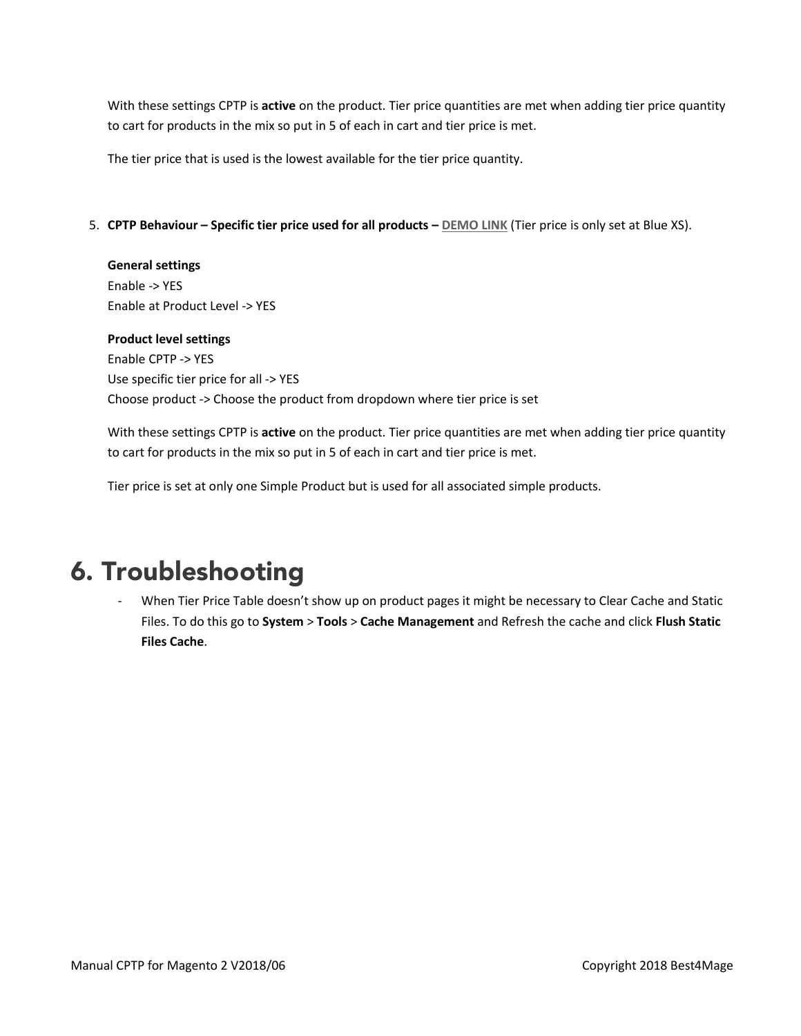With these settings CPTP is **active** on the product. Tier price quantities are met when adding tier price quantity to cart for products in the mix so put in 5 of each in cart and tier price is met.

The tier price that is used is the lowest available for the tier price quantity.

5. **CPTP Behaviour – Specific tier price used for all products – DEMO LINK** (Tier price is only set at Blue XS).

   **General settings**
   Enable -> YES
   Enable at Product Level -> YES

   **Product level settings**
   Enable CPTP -> YES
   Use specific tier price for all -> YES
   Choose product -> Choose the product from dropdown where tier price is set

   With these settings CPTP is **active** on the product. Tier price quantities are met when adding tier price quantity to cart for products in the mix so put in 5 of each in cart and tier price is met.

   Tier price is set at only one Simple Product but is used for all associated simple products.

# 6. Troubleshooting

- When Tier Price Table doesn't show up on product pages it might be necessary to Clear Cache and Static Files. To do this go to **System** > **Tools** > **Cache Management** and Refresh the cache and click **Flush Static Files Cache**.